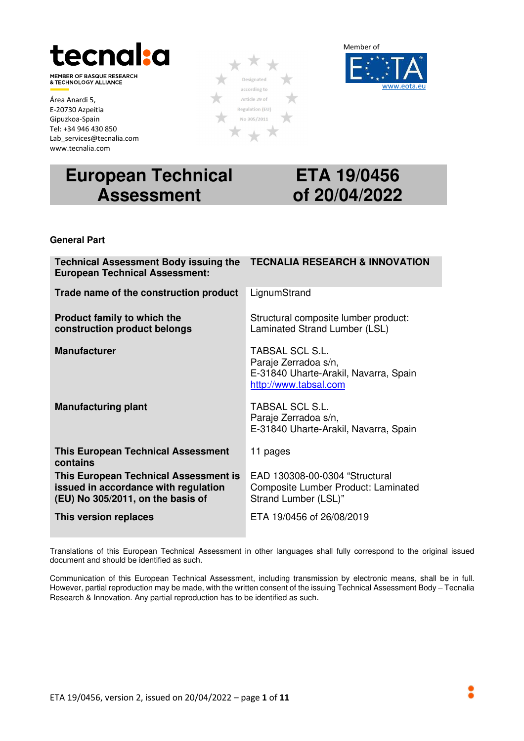tecnalia

MEMBER OF BASQUE RESEARCH & TECHNOLOGY ALLIANCE

Área Anardi 5,
E-20730 Azpeitia
Gipuzkoa-Spain
Tel: +34 946 430 850
Lab_services@tecnalia.com
www.tecnalia.com

Designated according to Article 29 of Regulation (EU) No 305/2011

Member of
EOTA
www.eota.eu

# European Technical Assessment

# ETA 19/0456 of 20/04/2022

**General Part**

| **Technical Assessment Body issuing the European Technical Assessment:** | **TECNALIA RESEARCH & INNOVATION** |
|---|---|
| **Trade name of the construction product** | LignumStrand |
| **Product family to which the construction product belongs** | Structural composite lumber product: Laminated Strand Lumber (LSL) |
| **Manufacturer** | TABSAL SCL S.L.<br>Paraje Zerradoa s/n,<br>E-31840 Uharte-Arakil, Navarra, Spain<br>http://www.tabsal.com |
| **Manufacturing plant** | TABSAL SCL S.L.<br>Paraje Zerradoa s/n,<br>E-31840 Uharte-Arakil, Navarra, Spain |
| **This European Technical Assessment contains** | 11 pages |
| **This European Technical Assessment is issued in accordance with regulation (EU) No 305/2011, on the basis of** | EAD 130308-00-0304 “Structural Composite Lumber Product: Laminated Strand Lumber (LSL)” |
| **This version replaces** | ETA 19/0456 of 26/08/2019 |

Translations of this European Technical Assessment in other languages shall fully correspond to the original issued document and should be identified as such.

Communication of this European Technical Assessment, including transmission by electronic means, shall be in full. However, partial reproduction may be made, with the written consent of the issuing Technical Assessment Body – Tecnalia Research & Innovation. Any partial reproduction has to be identified as such.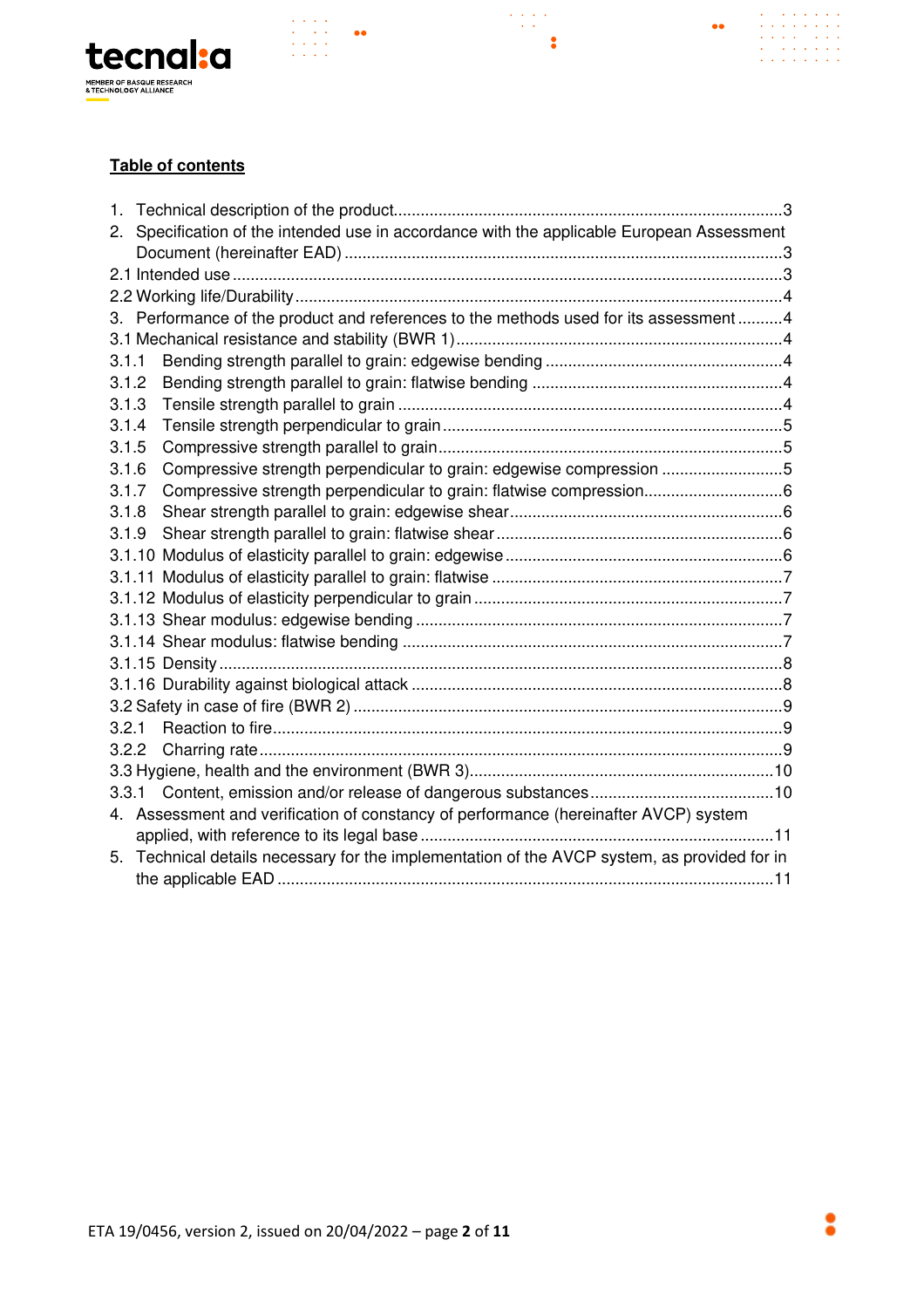**Table of contents**

1. Technical description of the product......................................................................................3
2. Specification of the intended use in accordance with the applicable European Assessment Document (hereinafter EAD) .................................................................................................3

2.1 Intended use .........................................................................................................................3

2.2 Working life/Durability ............................................................................................................4

3. Performance of the product and references to the methods used for its assessment ..........4

3.1 Mechanical resistance and stability (BWR 1) ........................................................................4

3.1.1 Bending strength parallel to grain: edgewise bending .....................................................4

3.1.2 Bending strength parallel to grain: flatwise bending ........................................................4

3.1.3 Tensile strength parallel to grain .....................................................................................4

3.1.4 Tensile strength perpendicular to grain ...........................................................................5

3.1.5 Compressive strength parallel to grain ............................................................................5

3.1.6 Compressive strength perpendicular to grain: edgewise compression ...........................5

3.1.7 Compressive strength perpendicular to grain: flatwise compression...............................6

3.1.8 Shear strength parallel to grain: edgewise shear ............................................................6

3.1.9 Shear strength parallel to grain: flatwise shear ...............................................................6

3.1.10 Modulus of elasticity parallel to grain: edgewise .............................................................6

3.1.11 Modulus of elasticity parallel to grain: flatwise .................................................................7

3.1.12 Modulus of elasticity perpendicular to grain ....................................................................7

3.1.13 Shear modulus: edgewise bending .................................................................................7

3.1.14 Shear modulus: flatwise bending ....................................................................................7

3.1.15 Density ............................................................................................................................8

3.1.16 Durability against biological attack ..................................................................................8

3.2 Safety in case of fire (BWR 2) ...............................................................................................9

3.2.1 Reaction to fire.................................................................................................................9

3.2.2 Charring rate ....................................................................................................................9

3.3 Hygiene, health and the environment (BWR 3)...................................................................10

3.3.1 Content, emission and/or release of dangerous substances.........................................10

4. Assessment and verification of constancy of performance (hereinafter AVCP) system applied, with reference to its legal base .............................................................................11
5. Technical details necessary for the implementation of the AVCP system, as provided for in the applicable EAD .............................................................................................................11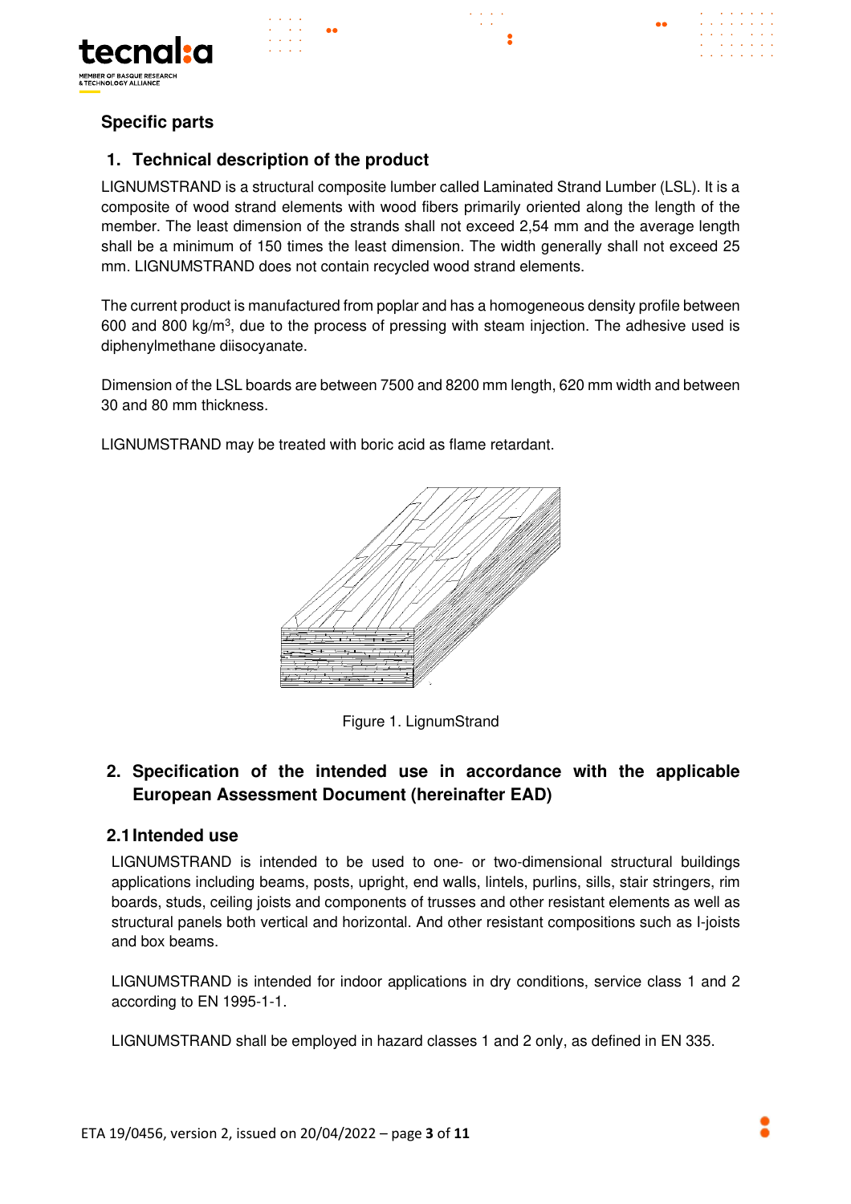## Specific parts

### 1. Technical description of the product

LIGNUMSTRAND is a structural composite lumber called Laminated Strand Lumber (LSL). It is a composite of wood strand elements with wood fibers primarily oriented along the length of the member. The least dimension of the strands shall not exceed 2,54 mm and the average length shall be a minimum of 150 times the least dimension. The width generally shall not exceed 25 mm. LIGNUMSTRAND does not contain recycled wood strand elements.

The current product is manufactured from poplar and has a homogeneous density profile between 600 and 800 kg/m$^3$, due to the process of pressing with steam injection. The adhesive used is diphenylmethane diisocyanate.

Dimension of the LSL boards are between 7500 and 8200 mm length, 620 mm width and between 30 and 80 mm thickness.

LIGNUMSTRAND may be treated with boric acid as flame retardant.

Figure 1. LignumStrand

### 2. Specification of the intended use in accordance with the applicable European Assessment Document (hereinafter EAD)

#### 2.1 Intended use

LIGNUMSTRAND is intended to be used to one- or two-dimensional structural buildings applications including beams, posts, upright, end walls, lintels, purlins, sills, stair stringers, rim boards, studs, ceiling joists and components of trusses and other resistant elements as well as structural panels both vertical and horizontal. And other resistant compositions such as I-joists and box beams.

LIGNUMSTRAND is intended for indoor applications in dry conditions, service class 1 and 2 according to EN 1995-1-1.

LIGNUMSTRAND shall be employed in hazard classes 1 and 2 only, as defined in EN 335.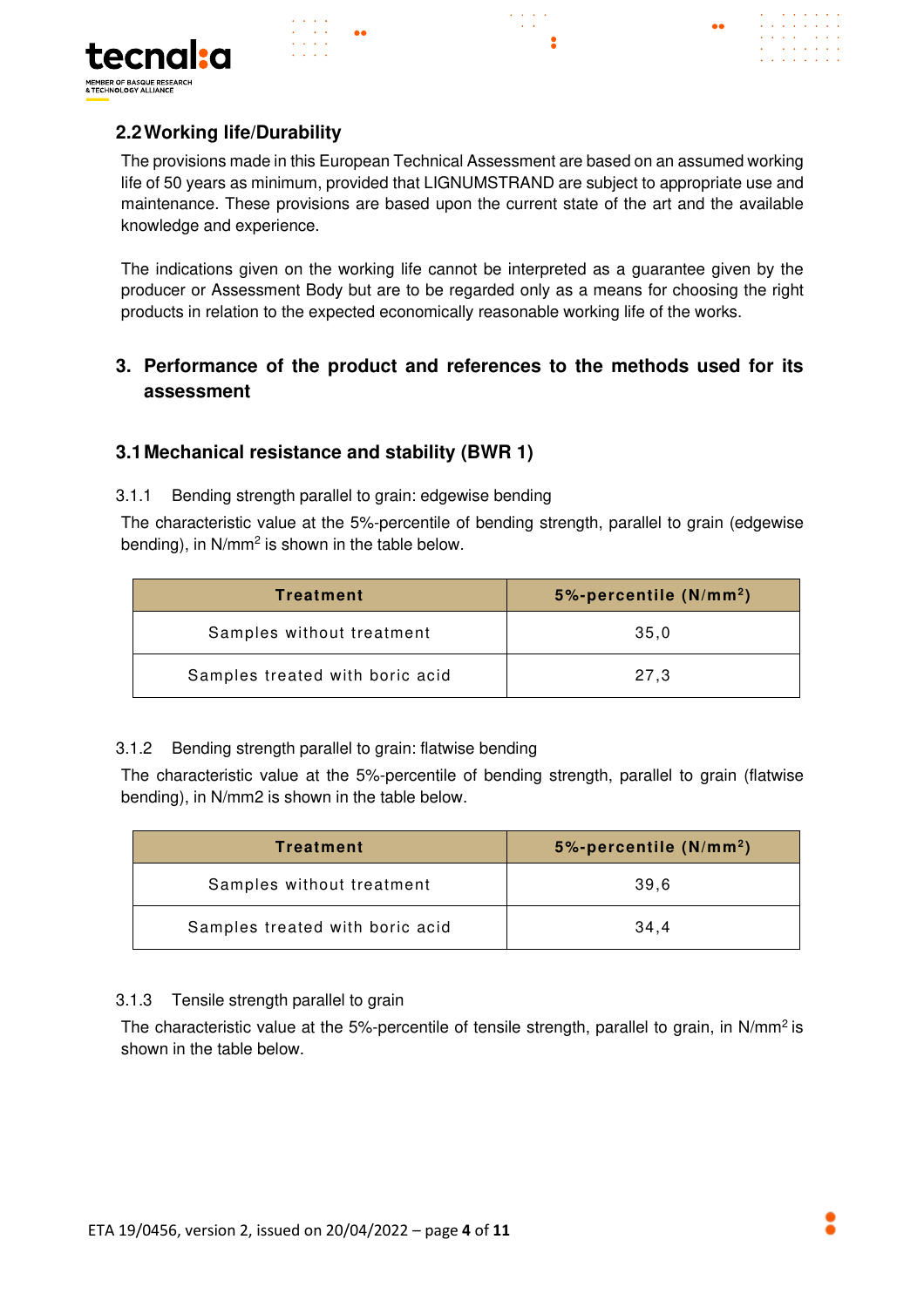## 2.2 Working life/Durability

The provisions made in this European Technical Assessment are based on an assumed working life of 50 years as minimum, provided that LIGNUMSTRAND are subject to appropriate use and maintenance. These provisions are based upon the current state of the art and the available knowledge and experience.

The indications given on the working life cannot be interpreted as a guarantee given by the producer or Assessment Body but are to be regarded only as a means for choosing the right products in relation to the expected economically reasonable working life of the works.

# 3. Performance of the product and references to the methods used for its assessment

## 3.1 Mechanical resistance and stability (BWR 1)

### 3.1.1 Bending strength parallel to grain: edgewise bending

The characteristic value at the 5%-percentile of bending strength, parallel to grain (edgewise bending), in N/mm$^2$ is shown in the table below.

| Treatment | 5%-percentile (N/mm$^2$) |
|---|---|
| Samples without treatment | 35,0 |
| Samples treated with boric acid | 27,3 |

### 3.1.2 Bending strength parallel to grain: flatwise bending

The characteristic value at the 5%-percentile of bending strength, parallel to grain (flatwise bending), in N/mm2 is shown in the table below.

| Treatment | 5%-percentile (N/mm$^2$) |
|---|---|
| Samples without treatment | 39,6 |
| Samples treated with boric acid | 34,4 |

### 3.1.3 Tensile strength parallel to grain

The characteristic value at the 5%-percentile of tensile strength, parallel to grain, in N/mm$^2$ is shown in the table below.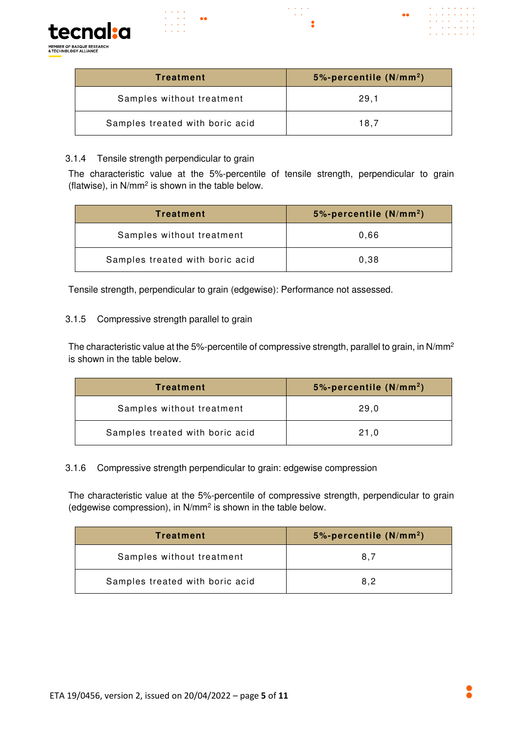| Treatment | 5%-percentile (N/mm²) |
| --- | --- |
| Samples without treatment | 29,1 |
| Samples treated with boric acid | 18,7 |

### 3.1.4 Tensile strength perpendicular to grain

The characteristic value at the 5%-percentile of tensile strength, perpendicular to grain (flatwise), in N/mm² is shown in the table below.

| Treatment | 5%-percentile (N/mm²) |
| --- | --- |
| Samples without treatment | 0,66 |
| Samples treated with boric acid | 0,38 |

Tensile strength, perpendicular to grain (edgewise): Performance not assessed.

### 3.1.5 Compressive strength parallel to grain

The characteristic value at the 5%-percentile of compressive strength, parallel to grain, in N/mm² is shown in the table below.

| Treatment | 5%-percentile (N/mm²) |
| --- | --- |
| Samples without treatment | 29,0 |
| Samples treated with boric acid | 21,0 |

### 3.1.6 Compressive strength perpendicular to grain: edgewise compression

The characteristic value at the 5%-percentile of compressive strength, perpendicular to grain (edgewise compression), in N/mm² is shown in the table below.

| Treatment | 5%-percentile (N/mm²) |
| --- | --- |
| Samples without treatment | 8,7 |
| Samples treated with boric acid | 8,2 |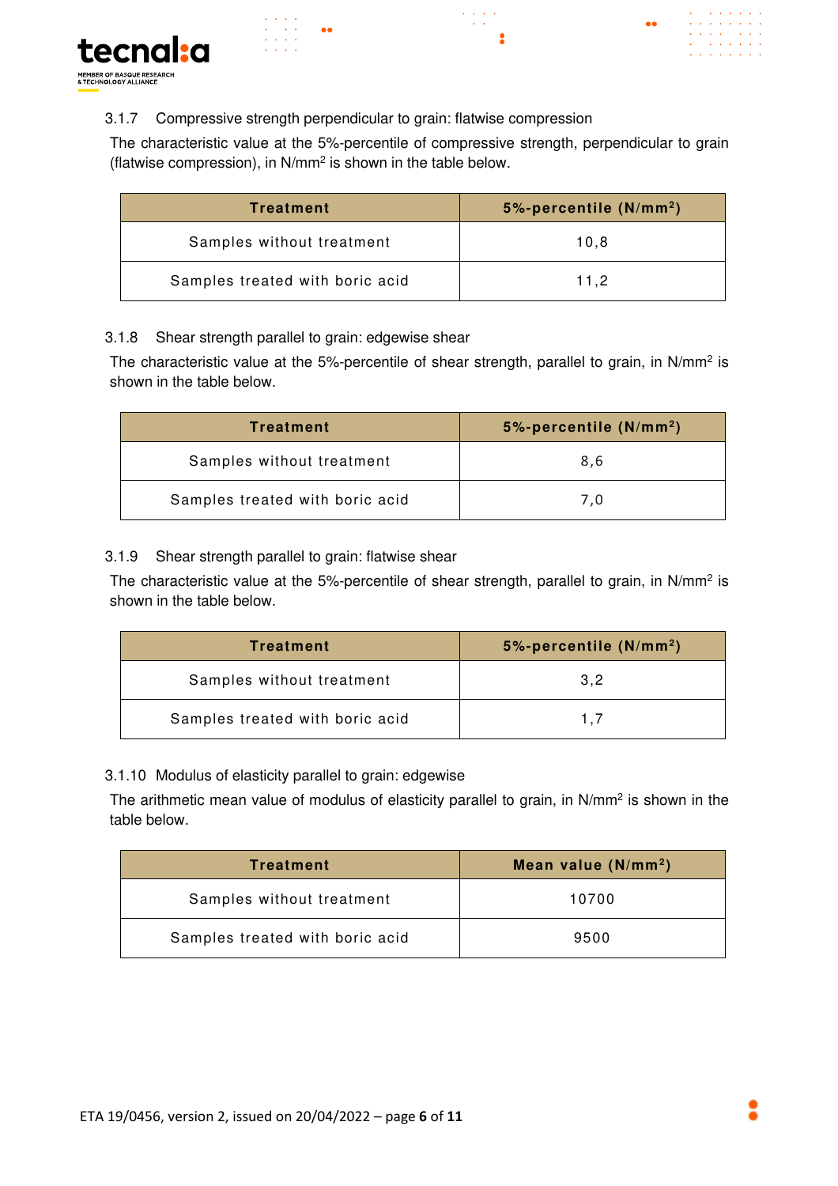### 3.1.7 Compressive strength perpendicular to grain: flatwise compression

The characteristic value at the 5%-percentile of compressive strength, perpendicular to grain (flatwise compression), in N/mm$^2$ is shown in the table below.

| Treatment | 5%-percentile (N/mm$^2$) |
|---|---|
| Samples without treatment | 10,8 |
| Samples treated with boric acid | 11,2 |

### 3.1.8 Shear strength parallel to grain: edgewise shear

The characteristic value at the 5%-percentile of shear strength, parallel to grain, in N/mm$^2$ is shown in the table below.

| Treatment | 5%-percentile (N/mm$^2$) |
|---|---|
| Samples without treatment | 8,6 |
| Samples treated with boric acid | 7,0 |

### 3.1.9 Shear strength parallel to grain: flatwise shear

The characteristic value at the 5%-percentile of shear strength, parallel to grain, in N/mm$^2$ is shown in the table below.

| Treatment | 5%-percentile (N/mm$^2$) |
|---|---|
| Samples without treatment | 3,2 |
| Samples treated with boric acid | 1,7 |

### 3.1.10 Modulus of elasticity parallel to grain: edgewise

The arithmetic mean value of modulus of elasticity parallel to grain, in N/mm$^2$ is shown in the table below.

| Treatment | Mean value (N/mm$^2$) |
|---|---|
| Samples without treatment | 10700 |
| Samples treated with boric acid | 9500 |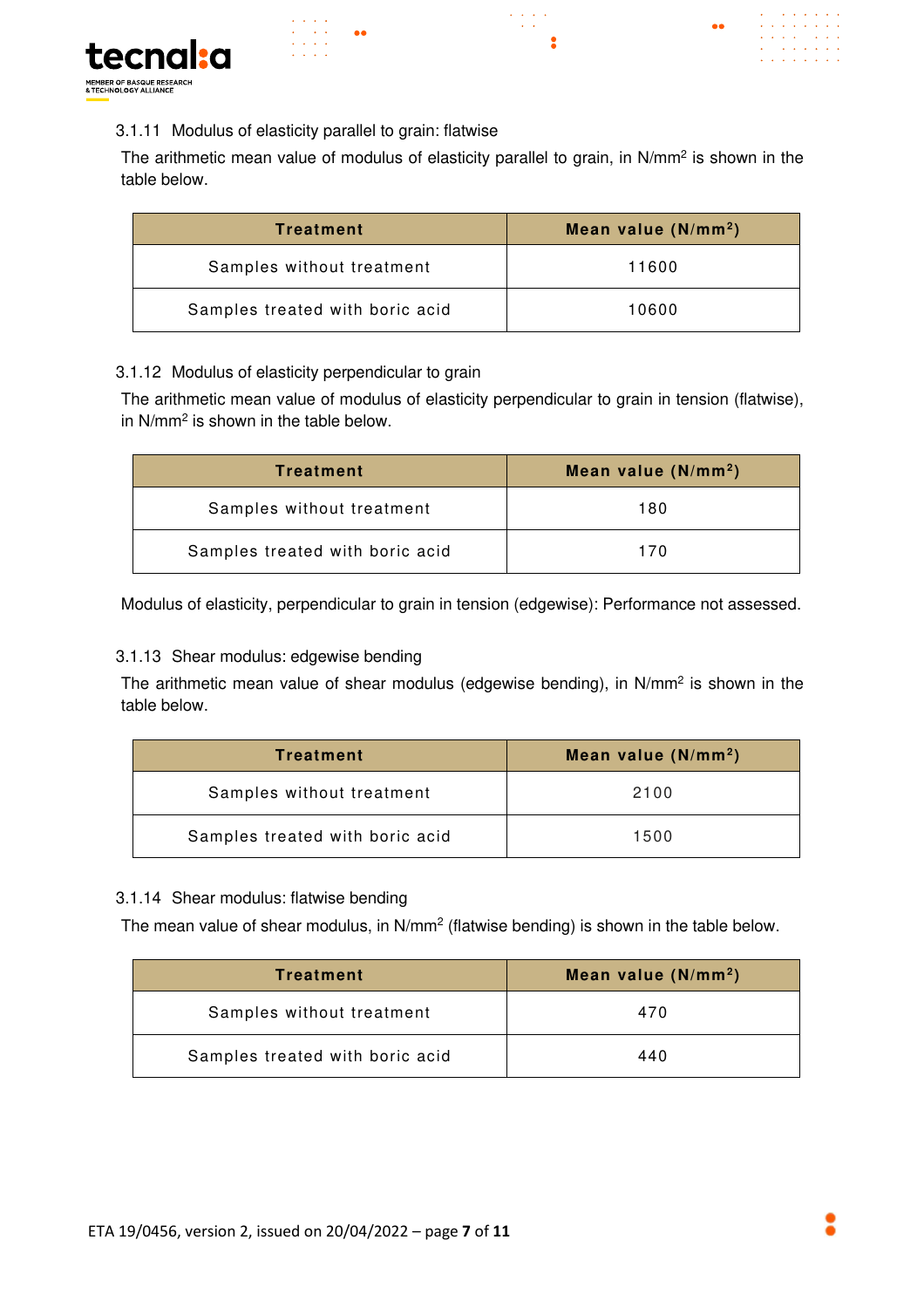#### 3.1.11 Modulus of elasticity parallel to grain: flatwise

The arithmetic mean value of modulus of elasticity parallel to grain, in N/mm$^2$ is shown in the table below.

| Treatment | Mean value (N/mm$^2$) |
| --- | --- |
| Samples without treatment | 11600 |
| Samples treated with boric acid | 10600 |

#### 3.1.12 Modulus of elasticity perpendicular to grain

The arithmetic mean value of modulus of elasticity perpendicular to grain in tension (flatwise), in N/mm$^2$ is shown in the table below.

| Treatment | Mean value (N/mm$^2$) |
| --- | --- |
| Samples without treatment | 180 |
| Samples treated with boric acid | 170 |

Modulus of elasticity, perpendicular to grain in tension (edgewise): Performance not assessed.

#### 3.1.13 Shear modulus: edgewise bending

The arithmetic mean value of shear modulus (edgewise bending), in N/mm$^2$ is shown in the table below.

| Treatment | Mean value (N/mm$^2$) |
| --- | --- |
| Samples without treatment | 2100 |
| Samples treated with boric acid | 1500 |

#### 3.1.14 Shear modulus: flatwise bending

The mean value of shear modulus, in N/mm$^2$ (flatwise bending) is shown in the table below.

| Treatment | Mean value (N/mm$^2$) |
| --- | --- |
| Samples without treatment | 470 |
| Samples treated with boric acid | 440 |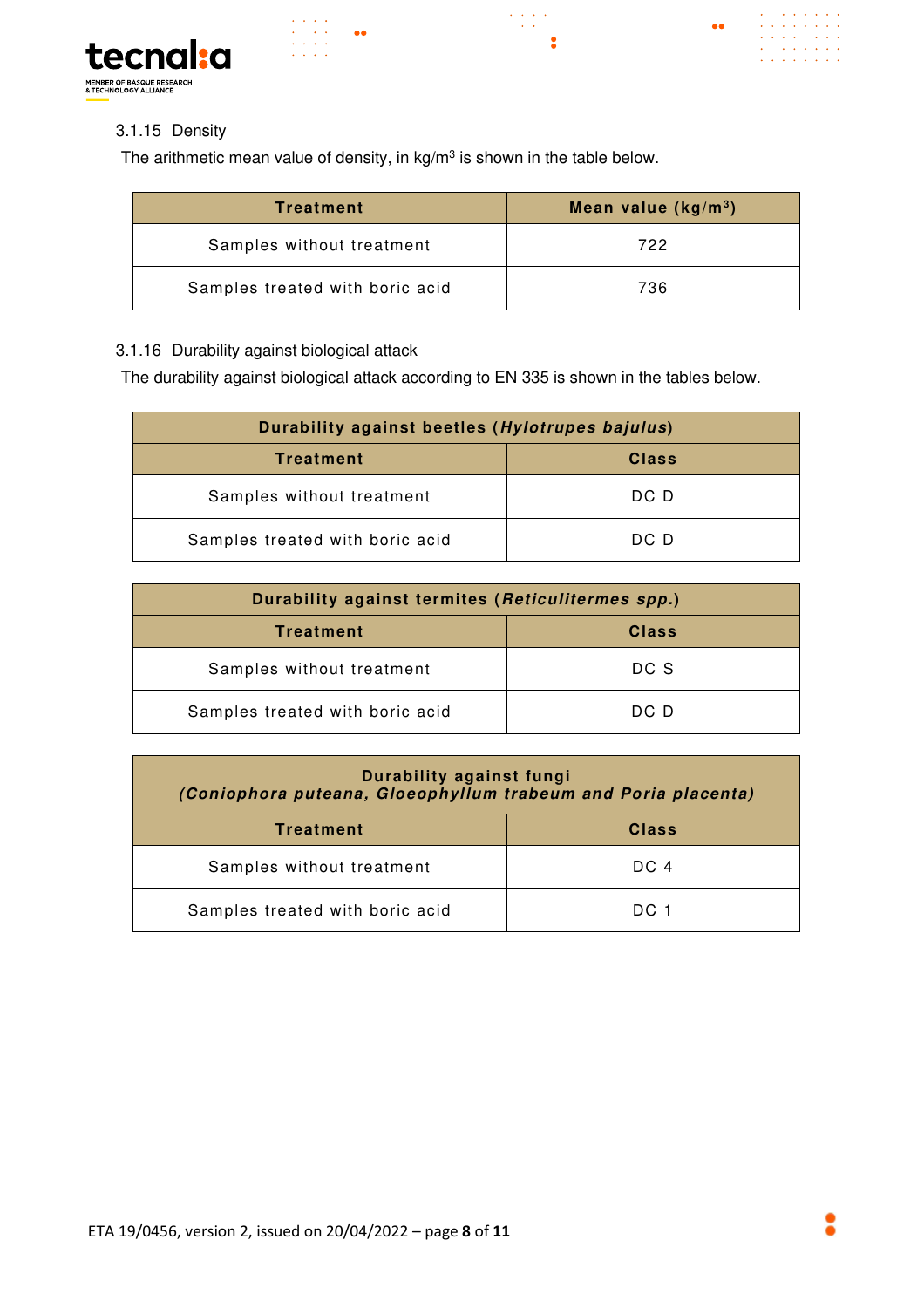### 3.1.15 Density

The arithmetic mean value of density, in kg/m$^3$ is shown in the table below.

| Treatment | Mean value (kg/m$^3$) |
|---|---|
| Samples without treatment | 722 |
| Samples treated with boric acid | 736 |

### 3.1.16 Durability against biological attack

The durability against biological attack according to EN 335 is shown in the tables below.

| Durability against beetles (*Hylotrupes bajulus*) | |
|---|---|
| **Treatment** | **Class** |
| Samples without treatment | DC D |
| Samples treated with boric acid | DC D |

| Durability against termites (*Reticulitermes spp.*) | |
|---|---|
| **Treatment** | **Class** |
| Samples without treatment | DC S |
| Samples treated with boric acid | DC D |

| Durability against fungi (*Coniophora puteana, Gloeophyllum trabeum and Poria placenta*) | |
|---|---|
| **Treatment** | **Class** |
| Samples without treatment | DC 4 |
| Samples treated with boric acid | DC 1 |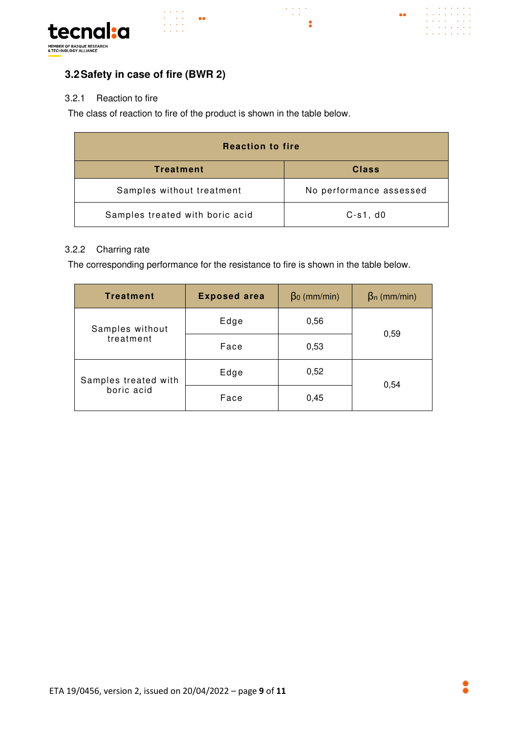## 3.2 Safety in case of fire (BWR 2)

### 3.2.1 Reaction to fire

The class of reaction to fire of the product is shown in the table below.

| Reaction to fire | |
|---|---|
| **Treatment** | **Class** |
| Samples without treatment | No performance assessed |
| Samples treated with boric acid | C-s1, d0 |

### 3.2.2 Charring rate

The corresponding performance for the resistance to fire is shown in the table below.

| Treatment | Exposed area | $\beta_0$ (mm/min) | $\beta_n$ (mm/min) |
|---|---|---|---|
| Samples without treatment | Edge | 0,56 | 0,59 |
| | Face | 0,53 | |
| Samples treated with boric acid | Edge | 0,52 | 0,54 |
| | Face | 0,45 | |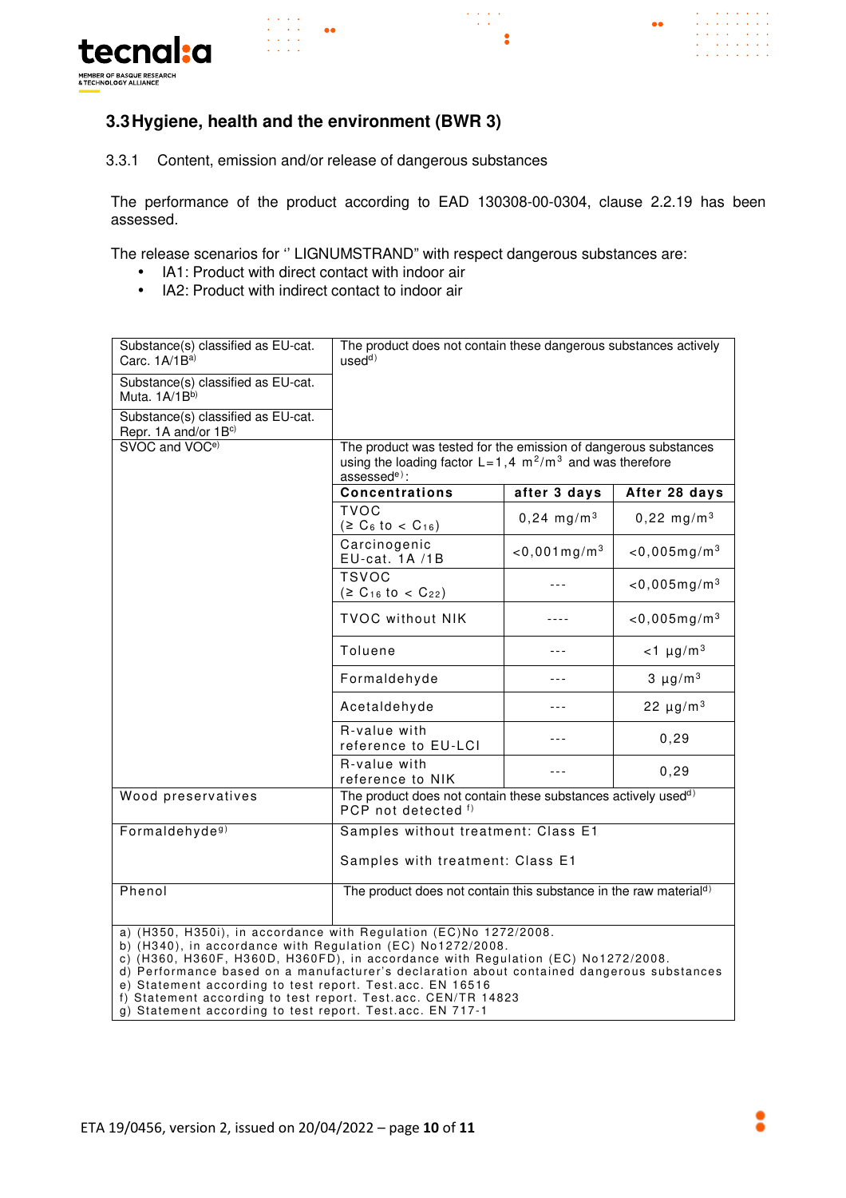## 3.3 Hygiene, health and the environment (BWR 3)

3.3.1 Content, emission and/or release of dangerous substances

The performance of the product according to EAD 130308-00-0304, clause 2.2.19 has been assessed.

The release scenarios for " LIGNUMSTRAND" with respect dangerous substances are:

- IA1: Product with direct contact with indoor air
- IA2: Product with indirect contact to indoor air

| | | | |
|---|---|---|---|
| Substance(s) classified as EU-cat. Carc. 1A/1B[a) ] | The product does not contain these dangerous substances actively used[d)] | | |
| Substance(s) classified as EU-cat. Muta. 1A/1B[b)] | | | |
| Substance(s) classified as EU-cat. Repr. 1A and/or 1B[c)] | | | |
| SVOC and VOC[e)] | The product was tested for the emission of dangerous substances using the loading factor L=1,4 $m^2/m^3$ and was therefore assessed[e)]: | | |
| | **Concentrations** | **after 3 days** | **After 28 days** |
| | TVOC (≥ $C_6$ to < $C_{16}$) | 0,24 $mg/m^3$ | 0,22 $mg/m^3$ |
| | Carcinogenic EU-cat. 1A /1B | <0,001 $mg/m^3$ | <0,005 $mg/m^3$ |
| | TSVOC (≥ $C_{16}$ to < $C_{22}$) | --- | <0,005 $mg/m^3$ |
| | TVOC without NIK | ---- | <0,005 $mg/m^3$ |
| | Toluene | --- | <1 $\mu g/m^3$ |
| | Formaldehyde | --- | 3 $\mu g/m^3$ |
| | Acetaldehyde | --- | 22 $\mu g/m^3$ |
| | R-value with reference to EU-LCI | --- | 0,29 |
| | R-value with reference to NIK | --- | 0,29 |
| Wood preservatives | The product does not contain these substances actively used[d)] PCP not detected [f)] | | |
| Formaldehyde[g)] | Samples without treatment: Class E1<br><br>Samples with treatment: Class E1 | | |
| Phenol | The product does not contain this substance in the raw material[d)] | | |

a) (H350, H350i), in accordance with Regulation (EC)No 1272/2008.
b) (H340), in accordance with Regulation (EC) No1272/2008.
c) (H360, H360F, H360D, H360FD), in accordance with Regulation (EC) No1272/2008.
d) Performance based on a manufacturer's declaration about contained dangerous substances
e) Statement according to test report. Test.acc. EN 16516
f) Statement according to test report. Test.acc. CEN/TR 14823
g) Statement according to test report. Test.acc. EN 717-1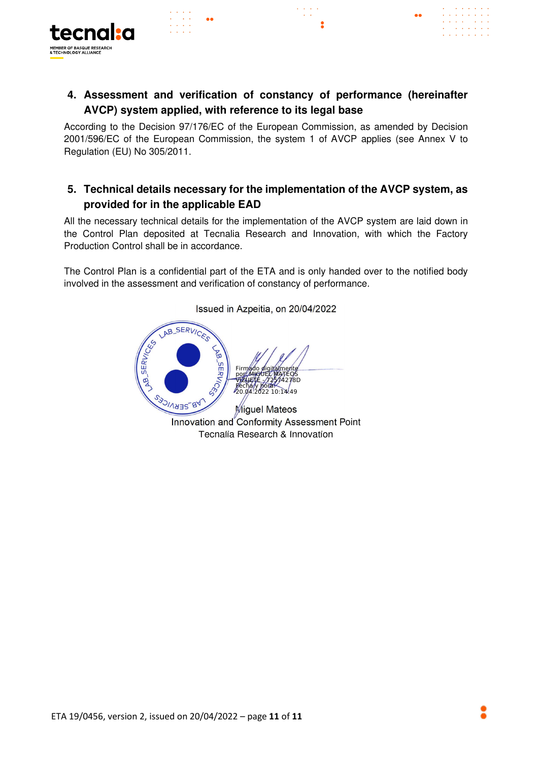## 4. Assessment and verification of constancy of performance (hereinafter AVCP) system applied, with reference to its legal base

According to the Decision 97/176/EC of the European Commission, as amended by Decision 2001/596/EC of the European Commission, the system 1 of AVCP applies (see Annex V to Regulation (EU) No 305/2011.

## 5. Technical details necessary for the implementation of the AVCP system, as provided for in the applicable EAD

All the necessary technical details for the implementation of the AVCP system are laid down in the Control Plan deposited at Tecnalia Research and Innovation, with which the Factory Production Control shall be in accordance.

The Control Plan is a confidential part of the ETA and is only handed over to the notified body involved in the assessment and verification of constancy of performance.

Issued in Azpeitia, on 20/04/2022

LAB_SERVICES

Firmado digitalmente por MIGUEL MATEOS VIZUETE - 72574278D
Fecha y hora: 20.04.2022 10:14:49

Miguel Mateos
Innovation and Conformity Assessment Point
Tecnalia Research & Innovation